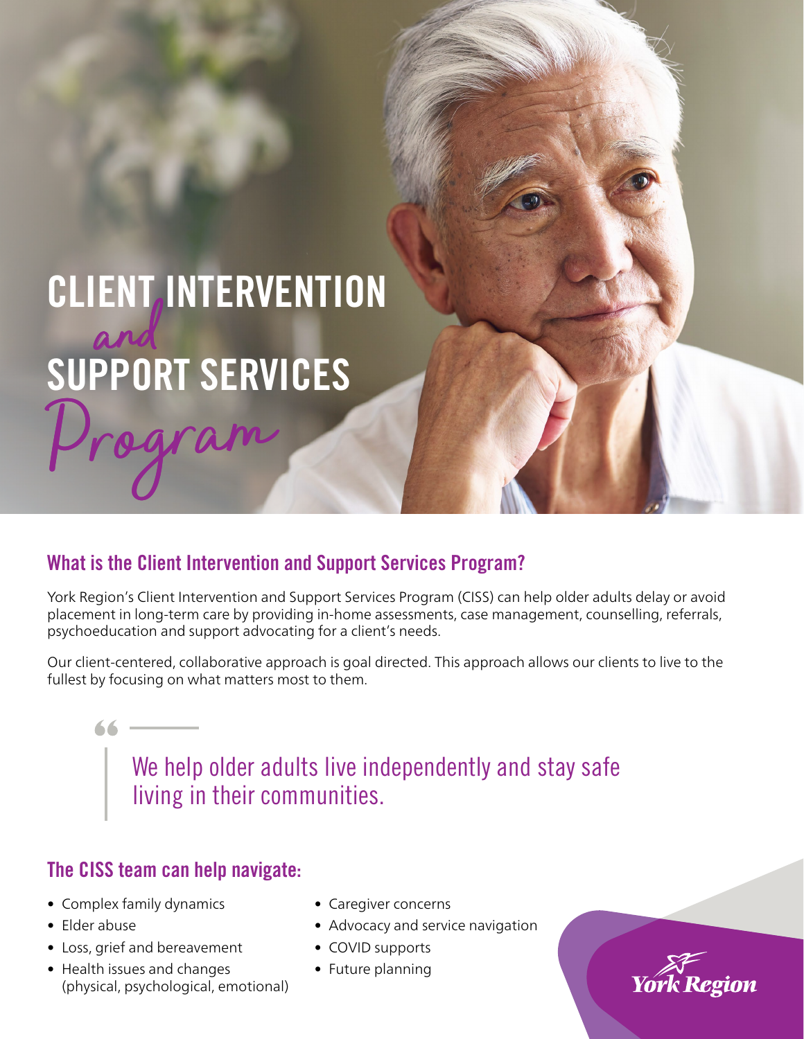# CLIENT INTERVENTION *and* SUPPORT SERVICES *Program*

## What is the Client Intervention and Support Services Program?

York Region's Client Intervention and Support Services Program (CISS) can help older adults delay or avoid placement in long-term care by providing in-home assessments, case management, counselling, referrals, psychoeducation and support advocating for a client's needs.

Our client-centered, collaborative approach is goal directed. This approach allows our clients to live to the fullest by focusing on what matters most to them.

> We help older adults live independently and stay safe living in their communities.

## The CISS team can help navigate:

- Complex family dynamics
- Elder abuse
- Loss, grief and bereavement
- Health issues and changes (physical, psychological, emotional)
- Caregiver concerns
- Advocacy and service navigation
- COVID supports
- Future planning

York Region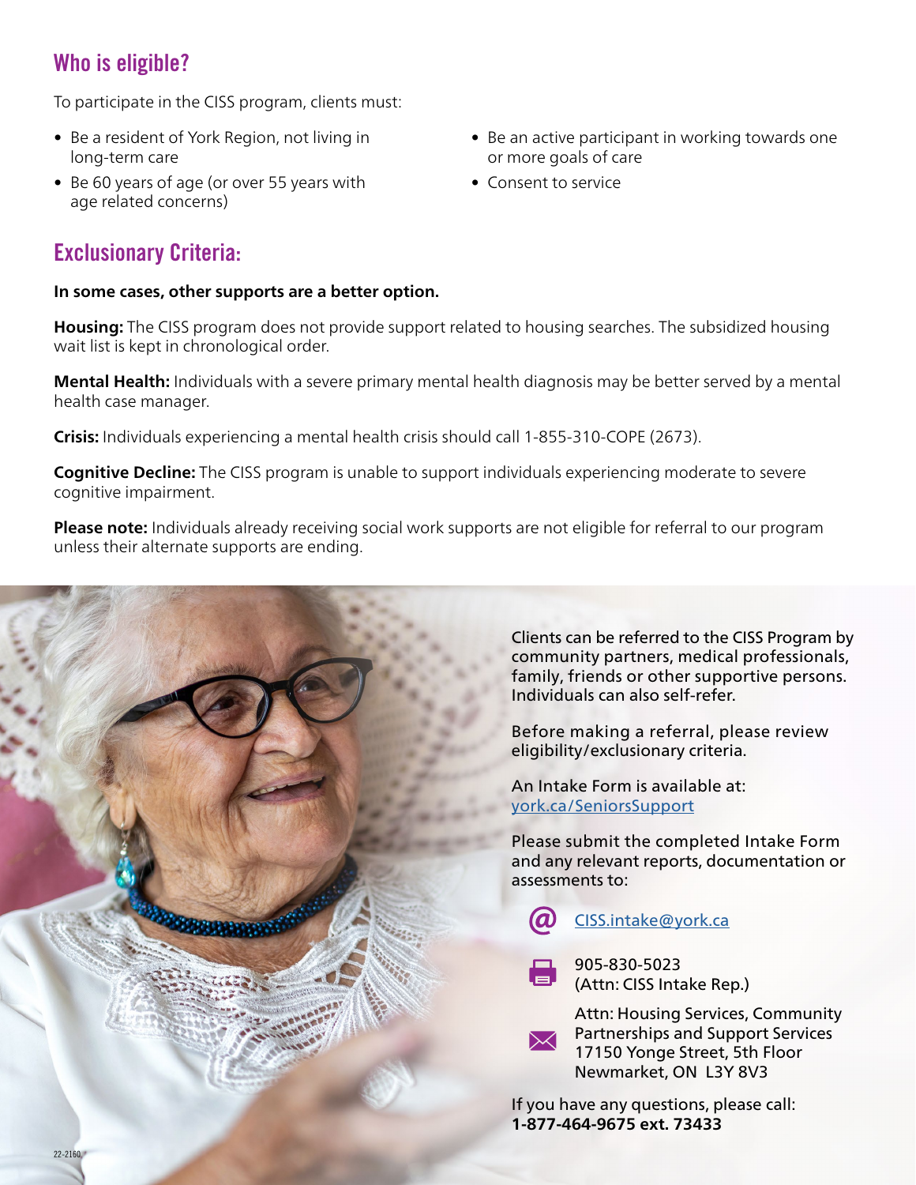## Who is eligible?

To participate in the CISS program, clients must:

- Be a resident of York Region, not living in long-term care
- Be 60 years of age (or over 55 years with age related concerns)
- Be an active participant in working towards one or more goals of care
- Consent to service

## Exclusionary Criteria:

**In some cases, other supports are a better option.**

**Housing:** The CISS program does not provide support related to housing searches. The subsidized housing wait list is kept in chronological order.

**Mental Health:** Individuals with a severe primary mental health diagnosis may be better served by a mental health case manager.

**Crisis:** Individuals experiencing a mental health crisis should call 1-855-310-COPE (2673).

**Cognitive Decline:** The CISS program is unable to support individuals experiencing moderate to severe cognitive impairment.

**Please note:** Individuals already receiving social work supports are not eligible for referral to our program unless their alternate supports are ending.

Clients can be referred to the CISS Program by community partners, medical professionals, family, friends or other supportive persons. Individuals can also self-refer.

Before making a referral, please review eligibility/exclusionary criteria.

An Intake Form is available at: york.ca/SeniorsSupport

Please submit the completed Intake Form and any relevant reports, documentation or assessments to:

CISS.intake@york.ca

905-830-5023
(Attn: CISS Intake Rep.)

Attn: Housing Services, Community Partnerships and Support Services
17150 Yonge Street, 5th Floor
Newmarket, ON L3Y 8V3

If you have any questions, please call:
**1-877-464-9675 ext. 73433**

22-2160